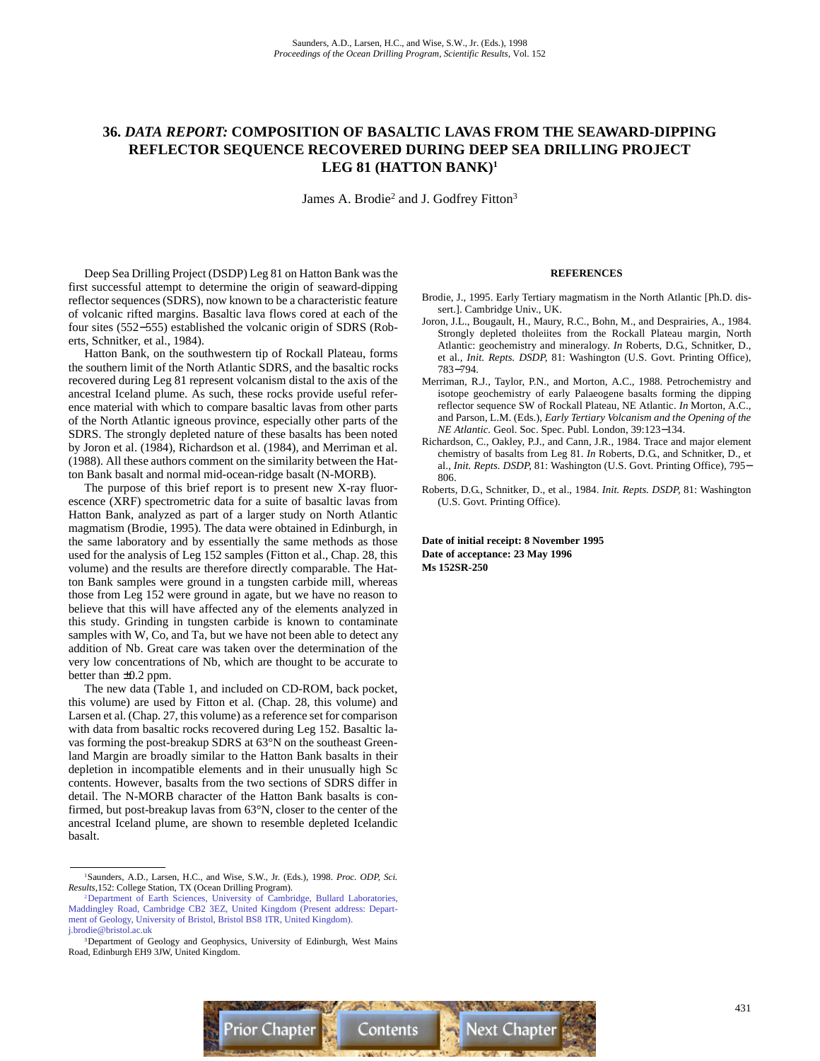# 36. *DATA REPORT:* COMPOSITION OF BASALTIC LAVAS FROM THE SEAWARD-DIPPING REFLECTOR SEQUENCE RECOVERED DURING DEEP SEA DRILLING PROJECT LEG 81 (HATTON BANK)[1]

James A. Brodie[2] and J. Godfrey Fitton[3]

Deep Sea Drilling Project (DSDP) Leg 81 on Hatton Bank was the first successful attempt to determine the origin of seaward-dipping reflector sequences (SDRS), now known to be a characteristic feature of volcanic rifted margins. Basaltic lava flows cored at each of the four sites (552–555) established the volcanic origin of SDRS (Roberts, Schnitker, et al., 1984).

Hatton Bank, on the southwestern tip of Rockall Plateau, forms the southern limit of the North Atlantic SDRS, and the basaltic rocks recovered during Leg 81 represent volcanism distal to the axis of the ancestral Iceland plume. As such, these rocks provide useful reference material with which to compare basaltic lavas from other parts of the North Atlantic igneous province, especially other parts of the SDRS. The strongly depleted nature of these basalts has been noted by Joron et al. (1984), Richardson et al. (1984), and Merriman et al. (1988). All these authors comment on the similarity between the Hatton Bank basalt and normal mid-ocean-ridge basalt (N-MORB).

The purpose of this brief report is to present new X-ray fluorescence (XRF) spectrometric data for a suite of basaltic lavas from Hatton Bank, analyzed as part of a larger study on North Atlantic magmatism (Brodie, 1995). The data were obtained in Edinburgh, in the same laboratory and by essentially the same methods as those used for the analysis of Leg 152 samples (Fitton et al., Chap. 28, this volume) and the results are therefore directly comparable. The Hatton Bank samples were ground in a tungsten carbide mill, whereas those from Leg 152 were ground in agate, but we have no reason to believe that this will have affected any of the elements analyzed in this study. Grinding in tungsten carbide is known to contaminate samples with W, Co, and Ta, but we have not been able to detect any addition of Nb. Great care was taken over the determination of the very low concentrations of Nb, which are thought to be accurate to better than ±0.2 ppm.

The new data (Table 1, and included on CD-ROM, back pocket, this volume) are used by Fitton et al. (Chap. 28, this volume) and Larsen et al. (Chap. 27, this volume) as a reference set for comparison with data from basaltic rocks recovered during Leg 152. Basaltic lavas forming the post-breakup SDRS at 63°N on the southeast Greenland Margin are broadly similar to the Hatton Bank basalts in their depletion in incompatible elements and in their unusually high Sc contents. However, basalts from the two sections of SDRS differ in detail. The N-MORB character of the Hatton Bank basalts is confirmed, but post-breakup lavas from 63°N, closer to the center of the ancestral Iceland plume, are shown to resemble depleted Icelandic basalt.

## REFERENCES

Brodie, J., 1995. Early Tertiary magmatism in the North Atlantic [Ph.D. dissert.]. Cambridge Univ., UK.

Joron, J.L., Bougault, H., Maury, R.C., Bohn, M., and Desprairies, A., 1984. Strongly depleted tholeiites from the Rockall Plateau margin, North Atlantic: geochemistry and mineralogy. *In* Roberts, D.G., Schnitker, D., et al., *Init. Repts. DSDP,* 81: Washington (U.S. Govt. Printing Office), 783–794.

Merriman, R.J., Taylor, P.N., and Morton, A.C., 1988. Petrochemistry and isotope geochemistry of early Palaeogene basalts forming the dipping reflector sequence SW of Rockall Plateau, NE Atlantic. *In* Morton, A.C., and Parson, L.M. (Eds.), *Early Tertiary Volcanism and the Opening of the NE Atlantic.* Geol. Soc. Spec. Publ. London, 39:123–134.

Richardson, C., Oakley, P.J., and Cann, J.R., 1984. Trace and major element chemistry of basalts from Leg 81. *In* Roberts, D.G., and Schnitker, D., et al., *Init. Repts. DSDP,* 81: Washington (U.S. Govt. Printing Office), 795–806.

Roberts, D.G., Schnitker, D., et al., 1984. *Init. Repts. DSDP,* 81: Washington (U.S. Govt. Printing Office).

**Date of initial receipt: 8 November 1995**
**Date of acceptance: 23 May 1996**
**Ms 152SR-250**

---

[1]Saunders, A.D., Larsen, H.C., and Wise, S.W., Jr. (Eds.), 1998. *Proc. ODP, Sci. Results,*152: College Station, TX (Ocean Drilling Program).

[2]Department of Earth Sciences, University of Cambridge, Bullard Laboratories, Maddingley Road, Cambridge CB2 3EZ, United Kingdom (Present address: Department of Geology, University of Bristol, Bristol BS8 1TR, United Kingdom). j.brodie@bristol.ac.uk

[3]Department of Geology and Geophysics, University of Edinburgh, West Mains Road, Edinburgh EH9 3JW, United Kingdom.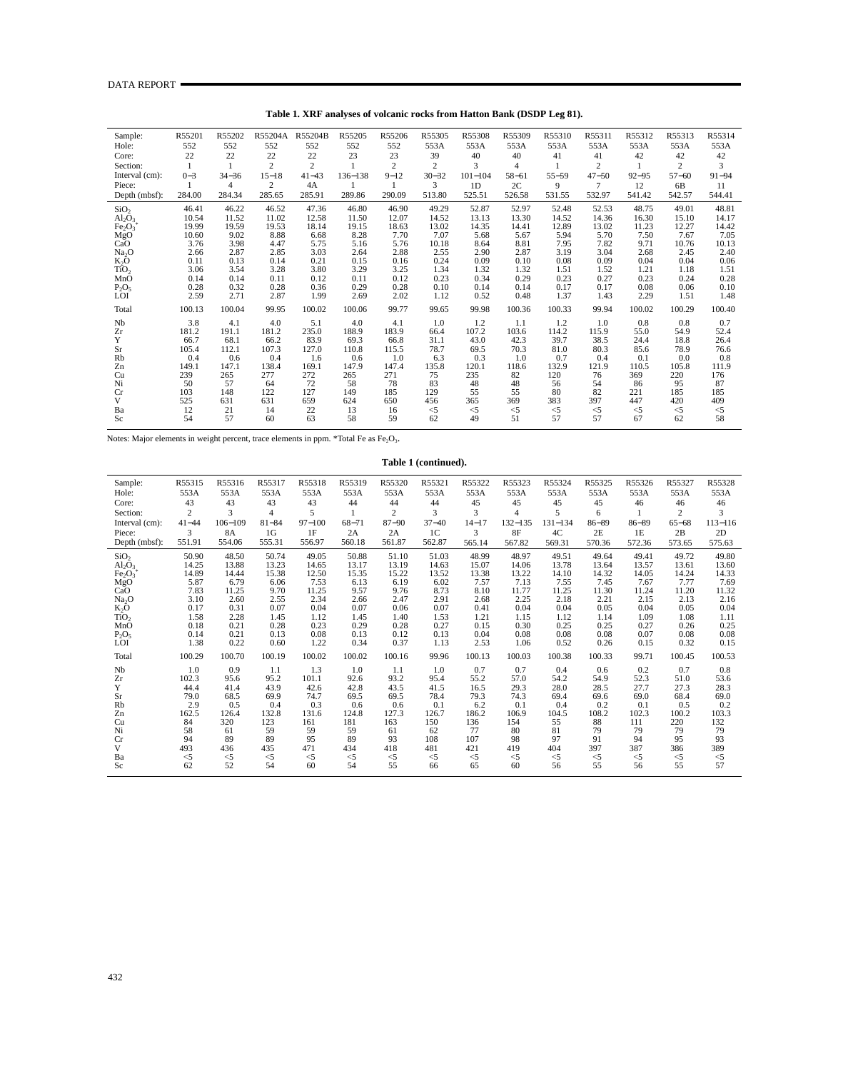**Table 1. XRF analyses of volcanic rocks from Hatton Bank (DSDP Leg 81).**

| Sample: | R55201 | R55202 | R55204A | R55204B | R55205 | R55206 | R55305 | R55308 | R55309 | R55310 | R55311 | R55312 | R55313 | R55314 |
|---|---|---|---|---|---|---|---|---|---|---|---|---|---|---|
| Hole: | 552 | 552 | 552 | 552 | 552 | 552 | 553A | 553A | 553A | 553A | 553A | 553A | 553A | 553A |
| Core: | 22 | 22 | 22 | 22 | 23 | 23 | 39 | 40 | 40 | 41 | 41 | 42 | 42 | 42 |
| Section: | 1 | 1 | 2 | 2 | 1 | 2 | 2 | 3 | 4 | 1 | 2 | 1 | 2 | 3 |
| Interval (cm): | 0–3 | 34–36 | 15–18 | 41–43 | 136–138 | 9–12 | 30–32 | 101–104 | 58–61 | 55–59 | 47–50 | 92–95 | 57–60 | 91–94 |
| Piece: | 1 | 4 | 2 | 4A | 1 | 1 | 3 | 1D | 2C | 9 | 7 | 12 | 6B | 11 |
| Depth (mbsf): | 284.00 | 284.34 | 285.65 | 285.91 | 289.86 | 290.09 | 513.80 | 525.51 | 526.58 | 531.55 | 532.97 | 541.42 | 542.57 | 544.41 |
| $SiO_2$ | 46.41 | 46.22 | 46.52 | 47.36 | 46.80 | 46.90 | 49.29 | 52.87 | 52.97 | 52.48 | 52.53 | 48.75 | 49.01 | 48.81 |
| $Al_2O_3$ | 10.54 | 11.52 | 11.02 | 12.58 | 11.50 | 12.07 | 14.52 | 13.13 | 13.30 | 14.52 | 14.36 | 16.30 | 15.10 | 14.17 |
| $Fe_2O_3$* | 19.99 | 19.59 | 19.53 | 18.14 | 19.15 | 18.63 | 13.02 | 14.35 | 14.41 | 12.89 | 13.02 | 11.23 | 12.27 | 14.42 |
| MgO | 10.60 | 9.02 | 8.88 | 6.68 | 8.28 | 7.70 | 7.07 | 5.68 | 5.67 | 5.94 | 5.70 | 7.50 | 7.67 | 7.05 |
| CaO | 3.76 | 3.98 | 4.47 | 5.75 | 5.16 | 5.76 | 10.18 | 8.64 | 8.81 | 7.95 | 7.82 | 9.71 | 10.76 | 10.13 |
| $Na_2O$ | 2.66 | 2.87 | 2.85 | 3.03 | 2.64 | 2.88 | 2.55 | 2.90 | 2.87 | 3.19 | 3.04 | 2.68 | 2.45 | 2.40 |
| $K_2O$ | 0.11 | 0.13 | 0.14 | 0.21 | 0.15 | 0.16 | 0.24 | 0.09 | 0.10 | 0.08 | 0.09 | 0.04 | 0.04 | 0.06 |
| $TiO_2$ | 3.06 | 3.54 | 3.28 | 3.80 | 3.29 | 3.25 | 1.34 | 1.32 | 1.32 | 1.51 | 1.52 | 1.21 | 1.18 | 1.51 |
| MnO | 0.14 | 0.14 | 0.11 | 0.12 | 0.11 | 0.12 | 0.23 | 0.34 | 0.29 | 0.23 | 0.27 | 0.23 | 0.24 | 0.28 |
| $P_2O_5$ | 0.28 | 0.32 | 0.28 | 0.36 | 0.29 | 0.28 | 0.10 | 0.14 | 0.14 | 0.17 | 0.17 | 0.08 | 0.06 | 0.10 |
| LOI | 2.59 | 2.71 | 2.87 | 1.99 | 2.69 | 2.02 | 1.12 | 0.52 | 0.48 | 1.37 | 1.43 | 2.29 | 1.51 | 1.48 |
| Total | 100.13 | 100.04 | 99.95 | 100.02 | 100.06 | 99.77 | 99.65 | 99.98 | 100.36 | 100.33 | 99.94 | 100.02 | 100.29 | 100.40 |
| Nb | 3.8 | 4.1 | 4.0 | 5.1 | 4.0 | 4.1 | 1.0 | 1.2 | 1.1 | 1.2 | 1.0 | 0.8 | 0.8 | 0.7 |
| Zr | 181.2 | 191.1 | 181.2 | 235.0 | 188.9 | 183.9 | 66.4 | 107.2 | 103.6 | 114.2 | 115.9 | 55.0 | 54.9 | 52.4 |
| Y | 66.7 | 68.1 | 66.2 | 83.9 | 69.3 | 66.8 | 31.1 | 43.0 | 42.3 | 39.7 | 38.5 | 24.4 | 18.8 | 26.4 |
| Sr | 105.4 | 112.1 | 107.3 | 127.0 | 110.8 | 115.5 | 78.7 | 69.5 | 70.3 | 81.0 | 80.3 | 85.6 | 78.9 | 76.6 |
| Rb | 0.4 | 0.6 | 0.4 | 1.6 | 0.6 | 1.0 | 6.3 | 0.3 | 1.0 | 0.7 | 0.4 | 0.1 | 0.0 | 0.8 |
| Zn | 149.1 | 147.1 | 138.4 | 169.1 | 147.9 | 147.4 | 135.8 | 120.1 | 118.6 | 132.9 | 121.9 | 110.5 | 105.8 | 111.9 |
| Cu | 239 | 265 | 277 | 272 | 265 | 271 | 75 | 235 | 82 | 120 | 76 | 369 | 220 | 176 |
| Ni | 50 | 57 | 64 | 72 | 58 | 78 | 83 | 48 | 48 | 56 | 54 | 86 | 95 | 87 |
| Cr | 103 | 148 | 122 | 127 | 149 | 185 | 129 | 55 | 55 | 80 | 82 | 221 | 185 | 185 |
| V | 525 | 631 | 631 | 659 | 624 | 650 | 456 | 365 | 369 | 383 | 397 | 447 | 420 | 409 |
| Ba | 12 | 21 | 14 | 22 | 13 | 16 | <5 | <5 | <5 | <5 | <5 | <5 | <5 | <5 |
| Sc | 54 | 57 | 60 | 63 | 58 | 59 | 62 | 49 | 51 | 57 | 57 | 67 | 62 | 58 |

Notes: Major elements in weight percent, trace elements in ppm. *Total Fe as $Fe_2O_3$.

**Table 1 (continued).**

| Sample: | R55315 | R55316 | R55317 | R55318 | R55319 | R55320 | R55321 | R55322 | R55323 | R55324 | R55325 | R55326 | R55327 | R55328 |
|---|---|---|---|---|---|---|---|---|---|---|---|---|---|---|
| Hole: | 553A | 553A | 553A | 553A | 553A | 553A | 553A | 553A | 553A | 553A | 553A | 553A | 553A | 553A |
| Core: | 43 | 43 | 43 | 43 | 44 | 44 | 44 | 45 | 45 | 45 | 45 | 46 | 46 | 46 |
| Section: | 2 | 3 | 4 | 5 | 1 | 2 | 3 | 3 | 4 | 5 | 6 | 1 | 2 | 3 |
| Interval (cm): | 41–44 | 106–109 | 81–84 | 97–100 | 68–71 | 87–90 | 37–40 | 14–17 | 132–135 | 131–134 | 86–89 | 86–89 | 65–68 | 113–116 |
| Piece: | 3 | 8A | 1G | 1F | 2A | 2A | 1C | 3 | 8F | 4C | 2E | 1E | 2B | 2D |
| Depth (mbsf): | 551.91 | 554.06 | 555.31 | 556.97 | 560.18 | 561.87 | 562.87 | 565.14 | 567.82 | 569.31 | 570.36 | 572.36 | 573.65 | 575.63 |
| $SiO_2$ | 50.90 | 48.50 | 50.74 | 49.05 | 50.88 | 51.10 | 51.03 | 48.99 | 48.97 | 49.51 | 49.64 | 49.41 | 49.72 | 49.80 |
| $Al_2O_3$ | 14.25 | 13.88 | 13.23 | 14.65 | 13.17 | 13.19 | 14.63 | 15.07 | 14.06 | 13.78 | 13.64 | 13.57 | 13.61 | 13.60 |
| $Fe_2O_3$* | 14.89 | 14.44 | 15.38 | 12.50 | 15.35 | 15.22 | 13.52 | 13.38 | 13.22 | 14.10 | 14.32 | 14.05 | 14.24 | 14.33 |
| MgO | 5.87 | 6.79 | 6.06 | 7.53 | 6.13 | 6.19 | 6.02 | 7.57 | 7.13 | 7.55 | 7.45 | 7.67 | 7.77 | 7.69 |
| CaO | 7.83 | 11.25 | 9.70 | 11.25 | 9.57 | 9.76 | 8.73 | 8.10 | 11.77 | 11.25 | 11.30 | 11.24 | 11.20 | 11.32 |
| $Na_2O$ | 3.10 | 2.60 | 2.55 | 2.34 | 2.66 | 2.47 | 2.91 | 2.68 | 2.25 | 2.18 | 2.21 | 2.15 | 2.13 | 2.16 |
| $K_2O$ | 0.17 | 0.31 | 0.07 | 0.04 | 0.07 | 0.06 | 0.07 | 0.41 | 0.04 | 0.04 | 0.05 | 0.04 | 0.05 | 0.04 |
| $TiO_2$ | 1.58 | 2.28 | 1.45 | 1.12 | 1.45 | 1.40 | 1.53 | 1.21 | 1.15 | 1.12 | 1.14 | 1.09 | 1.08 | 1.11 |
| MnO | 0.18 | 0.21 | 0.28 | 0.23 | 0.29 | 0.28 | 0.27 | 0.15 | 0.30 | 0.25 | 0.25 | 0.27 | 0.26 | 0.25 |
| $P_2O_5$ | 0.14 | 0.21 | 0.13 | 0.08 | 0.13 | 0.12 | 0.13 | 0.04 | 0.08 | 0.08 | 0.08 | 0.07 | 0.08 | 0.08 |
| LOI | 1.38 | 0.22 | 0.60 | 1.22 | 0.34 | 0.37 | 1.13 | 2.53 | 1.06 | 0.52 | 0.26 | 0.15 | 0.32 | 0.15 |
| Total | 100.29 | 100.70 | 100.19 | 100.02 | 100.02 | 100.16 | 99.96 | 100.13 | 100.03 | 100.38 | 100.33 | 99.71 | 100.45 | 100.53 |
| Nb | 1.0 | 0.9 | 1.1 | 1.3 | 1.0 | 1.1 | 1.0 | 0.7 | 0.7 | 0.4 | 0.6 | 0.2 | 0.7 | 0.8 |
| Zr | 102.3 | 95.6 | 95.2 | 101.1 | 92.6 | 93.2 | 95.4 | 55.2 | 57.0 | 54.2 | 54.9 | 52.3 | 51.0 | 53.6 |
| Y | 44.4 | 41.4 | 43.9 | 42.6 | 42.8 | 43.5 | 41.5 | 16.5 | 29.3 | 28.0 | 28.5 | 27.7 | 27.3 | 28.3 |
| Sr | 79.0 | 68.5 | 69.9 | 74.7 | 69.5 | 69.5 | 78.4 | 79.3 | 74.3 | 69.4 | 69.6 | 69.0 | 68.4 | 69.0 |
| Rb | 2.9 | 0.5 | 0.4 | 0.3 | 0.6 | 0.6 | 0.1 | 6.2 | 0.1 | 0.4 | 0.2 | 0.1 | 0.5 | 0.2 |
| Zn | 162.5 | 126.4 | 132.8 | 131.6 | 124.8 | 127.3 | 126.7 | 186.2 | 106.9 | 104.5 | 108.2 | 102.3 | 100.2 | 103.3 |
| Cu | 84 | 320 | 123 | 161 | 181 | 163 | 150 | 136 | 154 | 55 | 88 | 111 | 220 | 132 |
| Ni | 58 | 61 | 59 | 59 | 59 | 61 | 62 | 77 | 80 | 81 | 79 | 79 | 79 | 79 |
| Cr | 94 | 89 | 89 | 95 | 89 | 93 | 108 | 107 | 98 | 97 | 91 | 94 | 95 | 93 |
| V | 493 | 436 | 435 | 471 | 434 | 418 | 481 | 421 | 419 | 404 | 397 | 387 | 386 | 389 |
| Ba | <5 | <5 | <5 | <5 | <5 | <5 | <5 | <5 | <5 | <5 | <5 | <5 | <5 | <5 |
| Sc | 62 | 52 | 54 | 60 | 54 | 55 | 66 | 65 | 60 | 56 | 55 | 56 | 55 | 57 |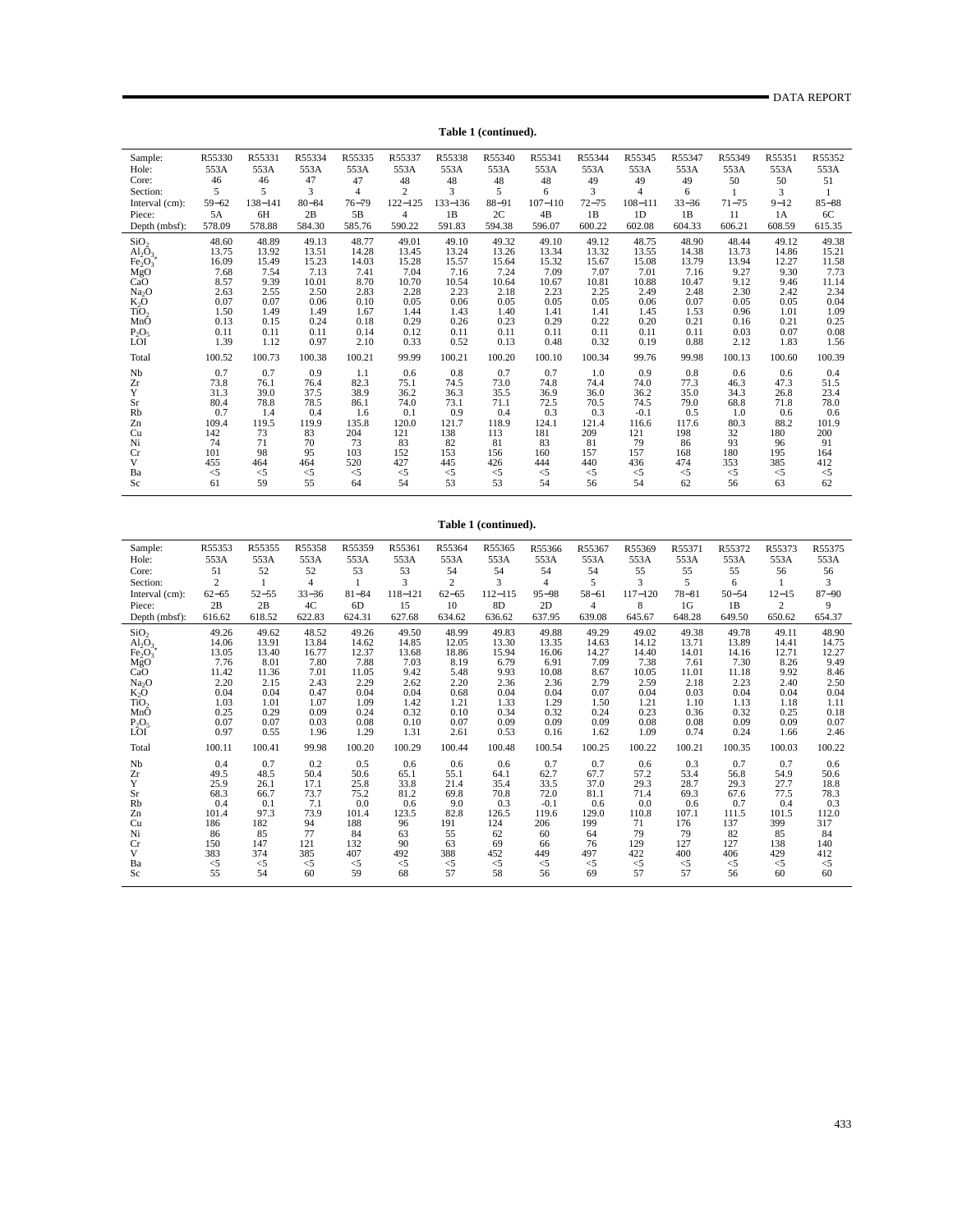**Table 1 (continued).**

| Sample: | R55330 | R55331 | R55334 | R55335 | R55337 | R55338 | R55340 | R55341 | R55344 | R55345 | R55347 | R55349 | R55351 | R55352 |
|---|---|---|---|---|---|---|---|---|---|---|---|---|---|---|
| Hole: | 553A | 553A | 553A | 553A | 553A | 553A | 553A | 553A | 553A | 553A | 553A | 553A | 553A | 553A |
| Core: | 46 | 46 | 47 | 47 | 48 | 48 | 48 | 48 | 49 | 49 | 49 | 50 | 50 | 51 |
| Section: | 5 | 5 | 3 | 4 | 2 | 3 | 5 | 6 | 3 | 4 | 6 | 1 | 3 | 1 |
| Interval (cm): | 59−62 | 138−141 | 80−84 | 76−79 | 122−125 | 133−136 | 88−91 | 107−110 | 72−75 | 108−111 | 33−36 | 71−75 | 9−12 | 85−88 |
| Piece: | 5A | 6H | 2B | 5B | 4 | 1B | 2C | 4B | 1B | 1D | 1B | 11 | 1A | 6C |
| Depth (mbsf): | 578.09 | 578.88 | 584.30 | 585.76 | 590.22 | 591.83 | 594.38 | 596.07 | 600.22 | 602.08 | 604.33 | 606.21 | 608.59 | 615.35 |
| $SiO_2$ | 48.60 | 48.89 | 49.13 | 48.77 | 49.01 | 49.10 | 49.32 | 49.10 | 49.12 | 48.75 | 48.90 | 48.44 | 49.12 | 49.38 |
| $Al_2O_3$ | 13.75 | 13.92 | 13.51 | 14.28 | 13.45 | 13.24 | 13.26 | 13.34 | 13.32 | 13.55 | 14.38 | 13.73 | 14.86 | 15.21 |
| $Fe_2O_3$* | 16.09 | 15.49 | 15.23 | 14.03 | 15.28 | 15.57 | 15.64 | 15.32 | 15.67 | 15.08 | 13.79 | 13.94 | 12.27 | 11.58 |
| MgO | 7.68 | 7.54 | 7.13 | 7.41 | 7.04 | 7.16 | 7.24 | 7.09 | 7.07 | 7.01 | 7.16 | 9.27 | 9.30 | 7.73 |
| CaO | 8.57 | 9.39 | 10.01 | 8.70 | 10.70 | 10.54 | 10.64 | 10.67 | 10.81 | 10.88 | 10.47 | 9.12 | 9.46 | 11.14 |
| $Na_2O$ | 2.63 | 2.55 | 2.50 | 2.83 | 2.28 | 2.23 | 2.18 | 2.23 | 2.25 | 2.49 | 2.48 | 2.30 | 2.42 | 2.34 |
| $K_2O$ | 0.07 | 0.07 | 0.06 | 0.10 | 0.05 | 0.06 | 0.05 | 0.05 | 0.05 | 0.06 | 0.07 | 0.05 | 0.05 | 0.04 |
| $TiO_2$ | 1.50 | 1.49 | 1.49 | 1.67 | 1.44 | 1.43 | 1.40 | 1.41 | 1.41 | 1.45 | 1.53 | 0.96 | 1.01 | 1.09 |
| MnO | 0.13 | 0.15 | 0.24 | 0.18 | 0.29 | 0.26 | 0.23 | 0.29 | 0.22 | 0.20 | 0.21 | 0.16 | 0.21 | 0.25 |
| $P_2O_5$ | 0.11 | 0.11 | 0.11 | 0.14 | 0.12 | 0.11 | 0.11 | 0.11 | 0.11 | 0.11 | 0.11 | 0.03 | 0.07 | 0.08 |
| LOI | 1.39 | 1.12 | 0.97 | 2.10 | 0.33 | 0.52 | 0.13 | 0.48 | 0.32 | 0.19 | 0.88 | 2.12 | 1.83 | 1.56 |
| Total | 100.52 | 100.73 | 100.38 | 100.21 | 99.99 | 100.21 | 100.20 | 100.10 | 100.34 | 99.76 | 99.98 | 100.13 | 100.60 | 100.39 |
| Nb | 0.7 | 0.7 | 0.9 | 1.1 | 0.6 | 0.8 | 0.7 | 0.7 | 1.0 | 0.9 | 0.8 | 0.6 | 0.6 | 0.4 |
| Zr | 73.8 | 76.1 | 76.4 | 82.3 | 75.1 | 74.5 | 73.0 | 74.8 | 74.4 | 74.0 | 77.3 | 46.3 | 47.3 | 51.5 |
| Y | 31.3 | 39.0 | 37.5 | 38.9 | 36.2 | 36.3 | 35.5 | 36.9 | 36.0 | 36.2 | 35.0 | 34.3 | 26.8 | 23.4 |
| Sr | 80.4 | 78.8 | 78.5 | 86.1 | 74.0 | 73.1 | 71.1 | 72.5 | 70.5 | 74.5 | 79.0 | 68.8 | 71.8 | 78.0 |
| Rb | 0.7 | 1.4 | 0.4 | 1.6 | 0.1 | 0.9 | 0.4 | 0.3 | 0.3 | -0.1 | 0.5 | 1.0 | 0.6 | 0.6 |
| Zn | 109.4 | 119.5 | 119.9 | 135.8 | 120.0 | 121.7 | 118.9 | 124.1 | 121.4 | 116.6 | 117.6 | 80.3 | 88.2 | 101.9 |
| Cu | 142 | 73 | 83 | 204 | 121 | 138 | 113 | 181 | 209 | 121 | 198 | 32 | 180 | 200 |
| Ni | 74 | 71 | 70 | 73 | 83 | 82 | 81 | 83 | 81 | 79 | 86 | 93 | 96 | 91 |
| Cr | 101 | 98 | 95 | 103 | 152 | 153 | 156 | 160 | 157 | 157 | 168 | 180 | 195 | 164 |
| V | 455 | 464 | 464 | 520 | 427 | 445 | 426 | 444 | 440 | 436 | 474 | 353 | 385 | 412 |
| Ba | <5 | <5 | <5 | <5 | <5 | <5 | <5 | <5 | <5 | <5 | <5 | <5 | <5 | <5 |
| Sc | 61 | 59 | 55 | 64 | 54 | 53 | 53 | 54 | 56 | 54 | 62 | 56 | 63 | 62 |

**Table 1 (continued).**

| Sample: | R55353 | R55355 | R55358 | R55359 | R55361 | R55364 | R55365 | R55366 | R55367 | R55369 | R55371 | R55372 | R55373 | R55375 |
|---|---|---|---|---|---|---|---|---|---|---|---|---|---|---|
| Hole: | 553A | 553A | 553A | 553A | 553A | 553A | 553A | 553A | 553A | 553A | 553A | 553A | 553A | 553A |
| Core: | 51 | 52 | 52 | 53 | 53 | 54 | 54 | 54 | 54 | 55 | 55 | 55 | 56 | 56 |
| Section: | 2 | 1 | 4 | 1 | 3 | 2 | 3 | 4 | 5 | 3 | 5 | 6 | 1 | 3 |
| Interval (cm): | 62−65 | 52−55 | 33−36 | 81−84 | 118−121 | 62−65 | 112−115 | 95−98 | 58−61 | 117−120 | 78−81 | 50−54 | 12−15 | 87−90 |
| Piece: | 2B | 2B | 4C | 6D | 15 | 10 | 8D | 2D | 4 | 8 | 1G | 1B | 2 | 9 |
| Depth (mbsf): | 616.62 | 618.52 | 622.83 | 624.31 | 627.68 | 634.62 | 636.62 | 637.95 | 639.08 | 645.67 | 648.28 | 649.50 | 650.62 | 654.37 |
| $SiO_2$ | 49.26 | 49.62 | 48.52 | 49.26 | 49.50 | 48.99 | 49.83 | 49.88 | 49.29 | 49.02 | 49.38 | 49.78 | 49.11 | 48.90 |
| $Al_2O_3$ | 14.06 | 13.91 | 13.84 | 14.62 | 14.85 | 12.05 | 13.30 | 13.35 | 14.63 | 14.12 | 13.71 | 13.89 | 14.41 | 14.75 |
| $Fe_2O_3$* | 13.05 | 13.40 | 16.77 | 12.37 | 13.68 | 18.86 | 15.94 | 16.06 | 14.27 | 14.40 | 14.01 | 14.16 | 12.71 | 12.27 |
| MgO | 7.76 | 8.01 | 7.80 | 7.88 | 7.03 | 8.19 | 6.79 | 6.91 | 7.09 | 7.38 | 7.61 | 7.30 | 8.26 | 9.49 |
| CaO | 11.42 | 11.36 | 7.01 | 11.05 | 9.42 | 5.48 | 9.93 | 10.08 | 8.67 | 10.05 | 11.01 | 11.18 | 9.92 | 8.46 |
| $Na_2O$ | 2.20 | 2.15 | 2.43 | 2.29 | 2.62 | 2.20 | 2.36 | 2.36 | 2.79 | 2.59 | 2.18 | 2.23 | 2.40 | 2.50 |
| $K_2O$ | 0.04 | 0.04 | 0.47 | 0.04 | 0.04 | 0.68 | 0.04 | 0.04 | 0.07 | 0.04 | 0.03 | 0.04 | 0.04 | 0.04 |
| $TiO_2$ | 1.03 | 1.01 | 1.07 | 1.09 | 1.42 | 1.21 | 1.33 | 1.29 | 1.50 | 1.21 | 1.10 | 1.13 | 1.18 | 1.11 |
| MnO | 0.25 | 0.29 | 0.09 | 0.24 | 0.32 | 0.10 | 0.34 | 0.32 | 0.24 | 0.23 | 0.36 | 0.32 | 0.25 | 0.18 |
| $P_2O_5$ | 0.07 | 0.07 | 0.03 | 0.08 | 0.10 | 0.07 | 0.09 | 0.09 | 0.09 | 0.08 | 0.08 | 0.09 | 0.09 | 0.07 |
| LOI | 0.97 | 0.55 | 1.96 | 1.29 | 1.31 | 2.61 | 0.53 | 0.16 | 1.62 | 1.09 | 0.74 | 0.24 | 1.66 | 2.46 |
| Total | 100.11 | 100.41 | 99.98 | 100.20 | 100.29 | 100.44 | 100.48 | 100.54 | 100.25 | 100.22 | 100.21 | 100.35 | 100.03 | 100.22 |
| Nb | 0.4 | 0.7 | 0.2 | 0.5 | 0.6 | 0.6 | 0.6 | 0.7 | 0.7 | 0.6 | 0.3 | 0.7 | 0.7 | 0.6 |
| Zr | 49.5 | 48.5 | 50.4 | 50.6 | 65.1 | 55.1 | 64.1 | 62.7 | 67.7 | 57.2 | 53.4 | 56.8 | 54.9 | 50.6 |
| Y | 25.9 | 26.1 | 17.1 | 25.8 | 33.8 | 21.4 | 35.4 | 33.5 | 37.0 | 29.3 | 28.7 | 29.3 | 27.7 | 18.8 |
| Sr | 68.3 | 66.7 | 73.7 | 75.2 | 81.2 | 69.8 | 70.8 | 72.0 | 81.1 | 71.4 | 69.3 | 67.6 | 77.5 | 78.3 |
| Rb | 0.4 | 0.1 | 7.1 | 0.0 | 0.6 | 9.0 | 0.3 | -0.1 | 0.6 | 0.0 | 0.6 | 0.7 | 0.4 | 0.3 |
| Zn | 101.4 | 97.3 | 73.9 | 101.4 | 123.5 | 82.8 | 126.5 | 119.6 | 129.0 | 110.8 | 107.1 | 111.5 | 101.5 | 112.0 |
| Cu | 186 | 182 | 94 | 188 | 96 | 191 | 124 | 206 | 199 | 71 | 176 | 137 | 399 | 317 |
| Ni | 86 | 85 | 77 | 84 | 63 | 55 | 62 | 60 | 64 | 79 | 79 | 82 | 85 | 84 |
| Cr | 150 | 147 | 121 | 132 | 90 | 63 | 69 | 66 | 76 | 129 | 127 | 127 | 138 | 140 |
| V | 383 | 374 | 385 | 407 | 492 | 388 | 452 | 449 | 497 | 422 | 400 | 406 | 429 | 412 |
| Ba | <5 | <5 | <5 | <5 | <5 | <5 | <5 | <5 | <5 | <5 | <5 | <5 | <5 | <5 |
| Sc | 55 | 54 | 60 | 59 | 68 | 57 | 58 | 56 | 69 | 57 | 57 | 56 | 60 | 60 |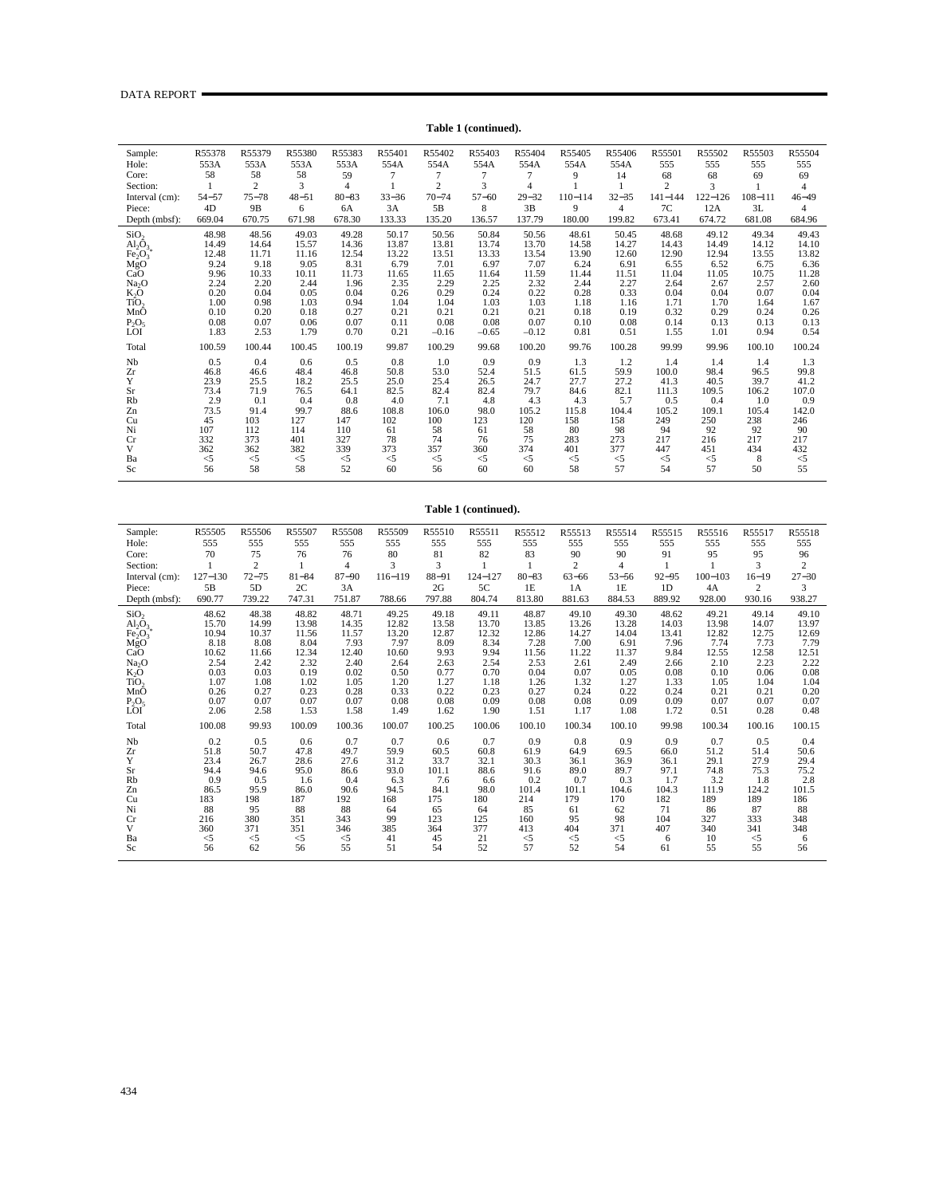**Table 1 (continued).**

| Sample: | R55378 | R55379 | R55380 | R55383 | R55401 | R55402 | R55403 | R55404 | R55405 | R55406 | R55501 | R55502 | R55503 | R55504 |
|---|---|---|---|---|---|---|---|---|---|---|---|---|---|---|
| Hole: | 553A | 553A | 553A | 553A | 554A | 554A | 554A | 554A | 554A | 554A | 555 | 555 | 555 | 555 |
| Core: | 58 | 58 | 58 | 59 | 7 | 7 | 7 | 7 | 9 | 14 | 68 | 68 | 69 | 69 |
| Section: | 1 | 2 | 3 | 4 | 1 | 2 | 3 | 4 | 1 | 1 | 2 | 3 | 1 | 4 |
| Interval (cm): | 54−57 | 75−78 | 48−51 | 80−83 | 33−36 | 70−74 | 57−60 | 29−32 | 110−114 | 32−35 | 141−144 | 122−126 | 108−111 | 46−49 |
| Piece: | 4D | 9B | 6 | 6A | 3A | 5B | 8 | 3B | 9 | 4 | 7C | 12A | 3L | 4 |
| Depth (mbsf): | 669.04 | 670.75 | 671.98 | 678.30 | 133.33 | 135.20 | 136.57 | 137.79 | 180.00 | 199.82 | 673.41 | 674.72 | 681.08 | 684.96 |
| $SiO_2$ | 48.98 | 48.56 | 49.03 | 49.28 | 50.17 | 50.56 | 50.84 | 50.56 | 48.61 | 50.45 | 48.68 | 49.12 | 49.34 | 49.43 |
| $Al_2O_3$ | 14.49 | 14.64 | 15.57 | 14.36 | 13.87 | 13.81 | 13.74 | 13.70 | 14.58 | 14.27 | 14.43 | 14.49 | 14.12 | 14.10 |
| $Fe_2O_3$* | 12.48 | 11.71 | 11.16 | 12.54 | 13.22 | 13.51 | 13.33 | 13.54 | 13.90 | 12.60 | 12.90 | 12.94 | 13.55 | 13.82 |
| MgO | 9.24 | 9.18 | 9.05 | 8.31 | 6.79 | 7.01 | 6.97 | 7.07 | 6.24 | 6.91 | 6.55 | 6.52 | 6.75 | 6.36 |
| CaO | 9.96 | 10.33 | 10.11 | 11.73 | 11.65 | 11.65 | 11.64 | 11.59 | 11.44 | 11.51 | 11.04 | 11.05 | 10.75 | 11.28 |
| $Na_2O$ | 2.24 | 2.20 | 2.44 | 1.96 | 2.35 | 2.29 | 2.25 | 2.32 | 2.44 | 2.27 | 2.64 | 2.67 | 2.57 | 2.60 |
| $K_2O$ | 0.20 | 0.04 | 0.05 | 0.04 | 0.26 | 0.29 | 0.24 | 0.22 | 0.28 | 0.33 | 0.04 | 0.04 | 0.07 | 0.04 |
| $TiO_2$ | 1.00 | 0.98 | 1.03 | 0.94 | 1.04 | 1.04 | 1.03 | 1.03 | 1.18 | 1.16 | 1.71 | 1.70 | 1.64 | 1.67 |
| MnO | 0.10 | 0.20 | 0.18 | 0.27 | 0.21 | 0.21 | 0.21 | 0.21 | 0.18 | 0.19 | 0.32 | 0.29 | 0.24 | 0.26 |
| $P_2O_5$ | 0.08 | 0.07 | 0.06 | 0.07 | 0.11 | 0.08 | 0.08 | 0.07 | 0.10 | 0.08 | 0.14 | 0.13 | 0.13 | 0.13 |
| LOI | 1.83 | 2.53 | 1.79 | 0.70 | 0.21 | −0.16 | −0.65 | −0.12 | 0.81 | 0.51 | 1.55 | 1.01 | 0.94 | 0.54 |
| Total | 100.59 | 100.44 | 100.45 | 100.19 | 99.87 | 100.29 | 99.68 | 100.20 | 99.76 | 100.28 | 99.99 | 99.96 | 100.10 | 100.24 |
| Nb | 0.5 | 0.4 | 0.6 | 0.5 | 0.8 | 1.0 | 0.9 | 0.9 | 1.3 | 1.2 | 1.4 | 1.4 | 1.4 | 1.3 |
| Zr | 46.8 | 46.6 | 48.4 | 46.8 | 50.8 | 53.0 | 52.4 | 51.5 | 61.5 | 59.9 | 100.0 | 98.4 | 96.5 | 99.8 |
| Y | 23.9 | 25.5 | 18.2 | 25.5 | 25.0 | 25.4 | 26.5 | 24.7 | 27.7 | 27.2 | 41.3 | 40.5 | 39.7 | 41.2 |
| Sr | 73.4 | 71.9 | 76.5 | 64.1 | 82.5 | 82.4 | 82.4 | 79.7 | 84.6 | 82.1 | 111.3 | 109.5 | 106.2 | 107.0 |
| Rb | 2.9 | 0.1 | 0.4 | 0.8 | 4.0 | 7.1 | 4.8 | 4.3 | 4.3 | 5.7 | 0.5 | 0.4 | 1.0 | 0.9 |
| Zn | 73.5 | 91.4 | 99.7 | 88.6 | 108.8 | 106.0 | 98.0 | 105.2 | 115.8 | 104.4 | 105.2 | 109.1 | 105.4 | 142.0 |
| Cu | 45 | 103 | 127 | 147 | 102 | 100 | 123 | 120 | 158 | 158 | 249 | 250 | 238 | 246 |
| Ni | 107 | 112 | 114 | 110 | 61 | 58 | 61 | 58 | 80 | 98 | 94 | 92 | 92 | 90 |
| Cr | 332 | 373 | 401 | 327 | 78 | 74 | 76 | 75 | 283 | 273 | 217 | 216 | 217 | 217 |
| V | 362 | 362 | 382 | 339 | 373 | 357 | 360 | 374 | 401 | 377 | 447 | 451 | 434 | 432 |
| Ba | <5 | <5 | <5 | <5 | <5 | <5 | <5 | <5 | <5 | <5 | <5 | <5 | 8 | <5 |
| Sc | 56 | 58 | 58 | 52 | 60 | 56 | 60 | 60 | 58 | 57 | 54 | 57 | 50 | 55 |

**Table 1 (continued).**

| Sample: | R55505 | R55506 | R55507 | R55508 | R55509 | R55510 | R55511 | R55512 | R55513 | R55514 | R55515 | R55516 | R55517 | R55518 |
|---|---|---|---|---|---|---|---|---|---|---|---|---|---|---|
| Hole: | 555 | 555 | 555 | 555 | 555 | 555 | 555 | 555 | 555 | 555 | 555 | 555 | 555 | 555 |
| Core: | 70 | 75 | 76 | 76 | 80 | 81 | 82 | 83 | 90 | 90 | 91 | 95 | 95 | 96 |
| Section: | 1 | 2 | 1 | 4 | 3 | 3 | 1 | 1 | 2 | 4 | 1 | 1 | 3 | 2 |
| Interval (cm): | 127−130 | 72−75 | 81−84 | 87−90 | 116−119 | 88−91 | 124−127 | 80−83 | 63−66 | 53−56 | 92−95 | 100−103 | 16−19 | 27−30 |
| Piece: | 5B | 5D | 2C | 3A | | 2G | 5C | 1E | 1A | 1E | 1D | 4A | 2 | 3 |
| Depth (mbsf): | 690.77 | 739.22 | 747.31 | 751.87 | 788.66 | 797.88 | 804.74 | 813.80 | 881.63 | 884.53 | 889.92 | 928.00 | 930.16 | 938.27 |
| $SiO_2$ | 48.62 | 48.38 | 48.82 | 48.71 | 49.25 | 49.18 | 49.11 | 48.87 | 49.10 | 49.30 | 48.62 | 49.21 | 49.14 | 49.10 |
| $Al_2O_3$ | 15.70 | 14.99 | 13.98 | 14.35 | 12.82 | 13.58 | 13.70 | 13.85 | 13.26 | 13.28 | 14.03 | 13.98 | 14.07 | 13.97 |
| $Fe_2O_3$* | 10.94 | 10.37 | 11.56 | 11.57 | 13.20 | 12.87 | 12.32 | 12.86 | 14.27 | 14.04 | 13.41 | 12.82 | 12.75 | 12.69 |
| MgO | 8.18 | 8.08 | 8.04 | 7.93 | 7.97 | 8.09 | 8.34 | 7.28 | 7.00 | 6.91 | 7.96 | 7.74 | 7.73 | 7.79 |
| CaO | 10.62 | 11.66 | 12.34 | 12.40 | 10.60 | 9.93 | 9.94 | 11.56 | 11.22 | 11.37 | 9.84 | 12.55 | 12.58 | 12.51 |
| $Na_2O$ | 2.54 | 2.42 | 2.32 | 2.40 | 2.64 | 2.63 | 2.54 | 2.53 | 2.61 | 2.49 | 2.66 | 2.10 | 2.23 | 2.22 |
| $K_2O$ | 0.03 | 0.03 | 0.19 | 0.02 | 0.50 | 0.77 | 0.70 | 0.04 | 0.07 | 0.05 | 0.08 | 0.10 | 0.06 | 0.08 |
| $TiO_2$ | 1.07 | 1.08 | 1.02 | 1.05 | 1.20 | 1.27 | 1.18 | 1.26 | 1.32 | 1.27 | 1.33 | 1.05 | 1.04 | 1.04 |
| MnO | 0.26 | 0.27 | 0.23 | 0.28 | 0.33 | 0.22 | 0.23 | 0.27 | 0.24 | 0.22 | 0.24 | 0.21 | 0.21 | 0.20 |
| $P_2O_5$ | 0.07 | 0.07 | 0.07 | 0.07 | 0.08 | 0.08 | 0.09 | 0.08 | 0.08 | 0.09 | 0.09 | 0.07 | 0.07 | 0.07 |
| LOI | 2.06 | 2.58 | 1.53 | 1.58 | 1.49 | 1.62 | 1.90 | 1.51 | 1.17 | 1.08 | 1.72 | 0.51 | 0.28 | 0.48 |
| Total | 100.08 | 99.93 | 100.09 | 100.36 | 100.07 | 100.25 | 100.06 | 100.10 | 100.34 | 100.10 | 99.98 | 100.34 | 100.16 | 100.15 |
| Nb | 0.2 | 0.5 | 0.6 | 0.7 | 0.7 | 0.6 | 0.7 | 0.9 | 0.8 | 0.9 | 0.9 | 0.7 | 0.5 | 0.4 |
| Zr | 51.8 | 50.7 | 47.8 | 49.7 | 59.9 | 60.5 | 60.8 | 61.9 | 64.9 | 69.5 | 66.0 | 51.2 | 51.4 | 50.6 |
| Y | 23.4 | 26.7 | 28.6 | 27.6 | 31.2 | 33.7 | 32.1 | 30.3 | 36.1 | 36.9 | 36.1 | 29.1 | 27.9 | 29.4 |
| Sr | 94.4 | 94.6 | 95.0 | 86.6 | 93.0 | 101.1 | 88.6 | 91.6 | 89.0 | 89.7 | 97.1 | 74.8 | 75.3 | 75.2 |
| Rb | 0.9 | 0.5 | 1.6 | 0.4 | 6.3 | 7.6 | 6.6 | 0.2 | 0.7 | 0.3 | 1.7 | 3.2 | 1.8 | 2.8 |
| Zn | 86.5 | 95.9 | 86.0 | 90.6 | 94.5 | 84.1 | 98.0 | 101.4 | 101.1 | 104.6 | 104.3 | 111.9 | 124.2 | 101.5 |
| Cu | 183 | 198 | 187 | 192 | 168 | 175 | 180 | 214 | 179 | 170 | 182 | 189 | 189 | 186 |
| Ni | 88 | 95 | 88 | 88 | 64 | 65 | 64 | 85 | 61 | 62 | 71 | 86 | 87 | 88 |
| Cr | 216 | 380 | 351 | 343 | 99 | 123 | 125 | 160 | 95 | 98 | 104 | 327 | 333 | 348 |
| V | 360 | 371 | 351 | 346 | 385 | 364 | 377 | 413 | 404 | 371 | 407 | 340 | 341 | 348 |
| Ba | <5 | <5 | <5 | <5 | 41 | 45 | 21 | <5 | <5 | <5 | 6 | 10 | <5 | 6 |
| Sc | 56 | 62 | 56 | 55 | 51 | 54 | 52 | 57 | 52 | 54 | 61 | 55 | 55 | 56 |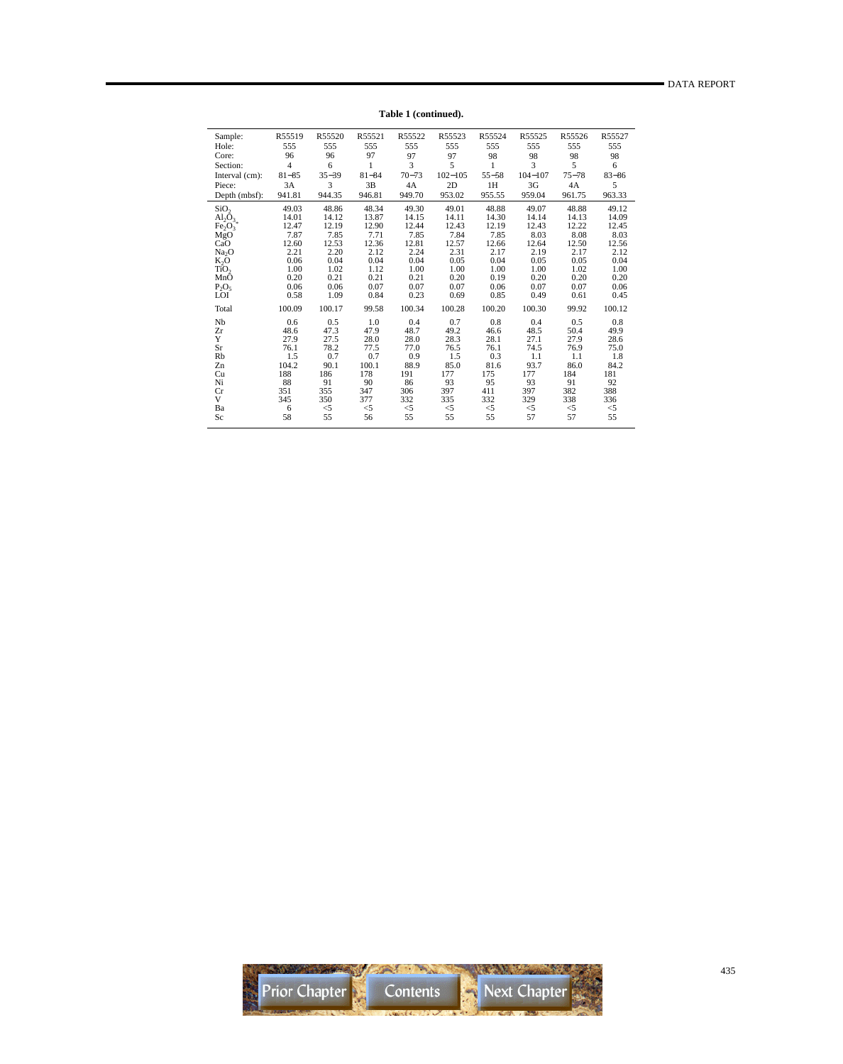**Table 1 (continued).**

| Sample: | R55519 | R55520 | R55521 | R55522 | R55523 | R55524 | R55525 | R55526 | R55527 |
|---|---|---|---|---|---|---|---|---|---|
| Hole: | 555 | 555 | 555 | 555 | 555 | 555 | 555 | 555 | 555 |
| Core: | 96 | 96 | 97 | 97 | 97 | 98 | 98 | 98 | 98 |
| Section: | 4 | 6 | 1 | 3 | 5 | 1 | 3 | 5 | 6 |
| Interval (cm): | 81–85 | 35–39 | 81–84 | 70–73 | 102–105 | 55–58 | 104–107 | 75–78 | 83–86 |
| Piece: | 3A | 3 | 3B | 4A | 2D | 1H | 3G | 4A | 5 |
| Depth (mbsf): | 941.81 | 944.35 | 946.81 | 949.70 | 953.02 | 955.55 | 959.04 | 961.75 | 963.33 |
| $SiO_2$ | 49.03 | 48.86 | 48.34 | 49.30 | 49.01 | 48.88 | 49.07 | 48.88 | 49.12 |
| $Al_2O_3$ | 14.01 | 14.12 | 13.87 | 14.15 | 14.11 | 14.30 | 14.14 | 14.13 | 14.09 |
| $Fe_2O_3$* | 12.47 | 12.19 | 12.90 | 12.44 | 12.43 | 12.19 | 12.43 | 12.22 | 12.45 |
| MgO | 7.87 | 7.85 | 7.71 | 7.85 | 7.84 | 7.85 | 8.03 | 8.08 | 8.03 |
| CaO | 12.60 | 12.53 | 12.36 | 12.81 | 12.57 | 12.66 | 12.64 | 12.50 | 12.56 |
| $Na_2O$ | 2.21 | 2.20 | 2.12 | 2.24 | 2.31 | 2.17 | 2.19 | 2.17 | 2.12 |
| $K_2O$ | 0.06 | 0.04 | 0.04 | 0.04 | 0.05 | 0.04 | 0.05 | 0.05 | 0.04 |
| $TiO_2$ | 1.00 | 1.02 | 1.12 | 1.00 | 1.00 | 1.00 | 1.00 | 1.02 | 1.00 |
| MnO | 0.20 | 0.21 | 0.21 | 0.21 | 0.20 | 0.19 | 0.20 | 0.20 | 0.20 |
| $P_2O_5$ | 0.06 | 0.06 | 0.07 | 0.07 | 0.07 | 0.06 | 0.07 | 0.07 | 0.06 |
| LOI | 0.58 | 1.09 | 0.84 | 0.23 | 0.69 | 0.85 | 0.49 | 0.61 | 0.45 |
| Total | 100.09 | 100.17 | 99.58 | 100.34 | 100.28 | 100.20 | 100.30 | 99.92 | 100.12 |
| Nb | 0.6 | 0.5 | 1.0 | 0.4 | 0.7 | 0.8 | 0.4 | 0.5 | 0.8 |
| Zr | 48.6 | 47.3 | 47.9 | 48.7 | 49.2 | 46.6 | 48.5 | 50.4 | 49.9 |
| Y | 27.9 | 27.5 | 28.0 | 28.0 | 28.3 | 28.1 | 27.1 | 27.9 | 28.6 |
| Sr | 76.1 | 78.2 | 77.5 | 77.0 | 76.5 | 76.1 | 74.5 | 76.9 | 75.0 |
| Rb | 1.5 | 0.7 | 0.7 | 0.9 | 1.5 | 0.3 | 1.1 | 1.1 | 1.8 |
| Zn | 104.2 | 90.1 | 100.1 | 88.9 | 85.0 | 81.6 | 93.7 | 86.0 | 84.2 |
| Cu | 188 | 186 | 178 | 191 | 177 | 175 | 177 | 184 | 181 |
| Ni | 88 | 91 | 90 | 86 | 93 | 95 | 93 | 91 | 92 |
| Cr | 351 | 355 | 347 | 306 | 397 | 411 | 397 | 382 | 388 |
| V | 345 | 350 | 377 | 332 | 335 | 332 | 329 | 338 | 336 |
| Ba | 6 | <5 | <5 | <5 | <5 | <5 | <5 | <5 | <5 |
| Sc | 58 | 55 | 56 | 55 | 55 | 55 | 57 | 57 | 55 |